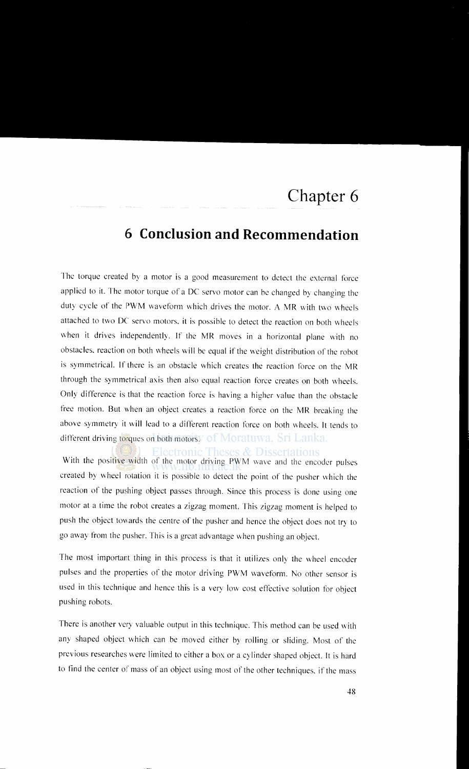# Chapter 6

## 6 Conclusion and Recommendation

The torque created by a motor is a good measurement to detect the external force applied to it. The motor torque of a DC servo motor can be changed by changing the duty cycle of the PWM waveform which drives the motor. A MR with two wheels attached to two DC servo motors, it is possible to detect the reaction on both wheels when it drives independently. If the MR moves in a horizontal plane with no obstacles, reaction on both wheels will be equal if the weight distribution of the robot is symmetrical. If there is an obstacle which creates the reaction force on the MR through the symmetrical axis then also equal reaction force creates on both wheels. Only difference is that the reaction force is having a higher value than the obstacle free motion. But when an object creates a reaction force on the MR breaking the above symmetry it will lead to a different reaction force on both wheels. It tends to different driving torques on both motors.

With the positive width of the motor driving PWM wave and the encoder pulses created by wheel rotation it is possible to detect the point of the pusher which the reaction of the pushing object passes through. Since this process is done using one motor at a time the robot creates a zigzag moment. This zigzag moment is helped to push the object towards the centre of the pusher and hence the object does not try to go away from the pusher. This is a great advantage when pushing an object.

The most important thing in this process is that it utilizes only the wheel encoder pulses and the properties of the motor driving PWM waveform. No other sensor is used in this technique and hence this is a very low cost effective solution for object pushing robots.

There is another very valuable output in this technique. This method can be used with any shaped object which can be moved either by rolling or sliding. Most of the previous researches were limited to either a box or a cylinder shaped object. It is hard to find the center of mass of an object using most of the other techniques, if the mass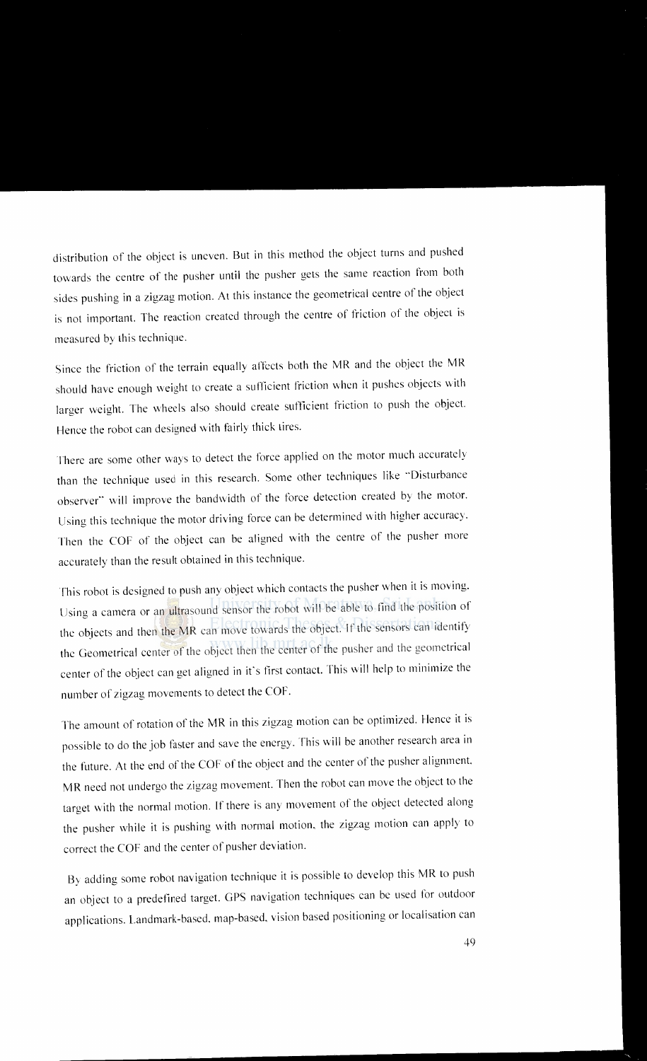distribution of the object is uneven. But in this method the object turns and pushed towards the centre of the pusher until the pusher gets the same reaction from both sides pushing in a zigzag motion. At this instance the geometrical centre of the object is not important. The reaction created through the centre of friction of the object is measured by this technique.

Since the friction of the terrain equally affects both the MR and the object the MR should have enough weight to create a sufficient friction when it pushes objects with larger weight. The wheels also should create sufficient friction to push the object. Hence the robot can designed with fairly thick tires.

There are some other ways to detect the force applied on the motor much accurately than the technique used in this research. Some other techniques like "Disturbance observer" will improve the bandwidth of the force detection created by the motor. Using this technique the motor driving force can be determined with higher accuracy. Then the COF of the object can be aligned with the centre of the pusher more accurately than the result obtained in this technique.

This robot is designed to push any object which contacts the pusher when it is moving. Using a camera or an ultrasound sensor the robot will be able to find the position of the objects and then the MR can move towards the object. If the sensors can identify the Geometrical center of the object then the center of the pusher and the geometrical center of the object can get aligned in it's first contact. This will help to minimize the number of zigzag movements to detect the COF.

The amount of rotation of the MR in this zigzag motion can be optimized. Hence it is possible to do the job faster and save the energy. This will be another research area in the future. At the end of the COF of the object and the center of the pusher alignment, MR need not undergo the zigzag movement. Then the robot can move the object to the target with the normal motion. If there is any movement of the object detected along the pusher while it is pushing with normal motion, the zigzag motion can apply to correct the COF and the center of pusher deviation.

By adding some robot navigation technique it is possible to develop this MR to push an object to a predefined target. GPS navigation techniques can be used for outdoor applications. Landmark-based, map-based, vision based positioning or localisation can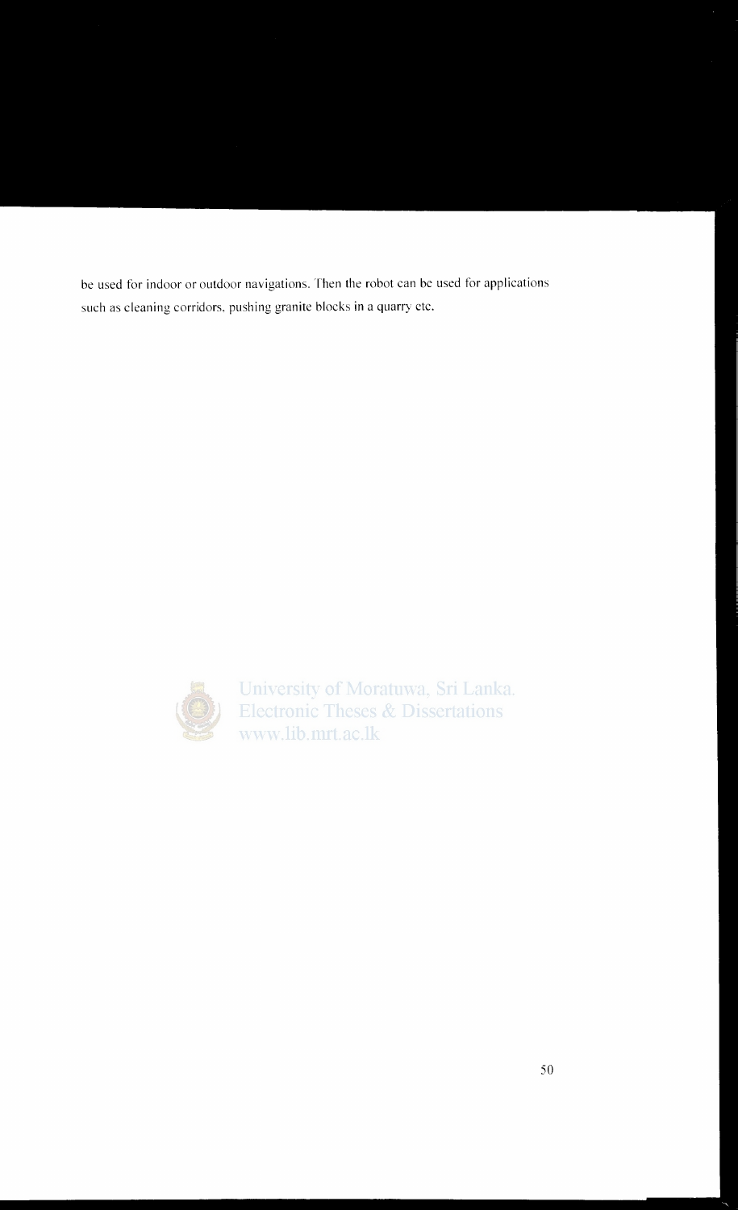be used for indoor or outdoor navigations. Then the robot can be used for applications such as cleaning corridors, pushing granite blocks in a quarry etc.